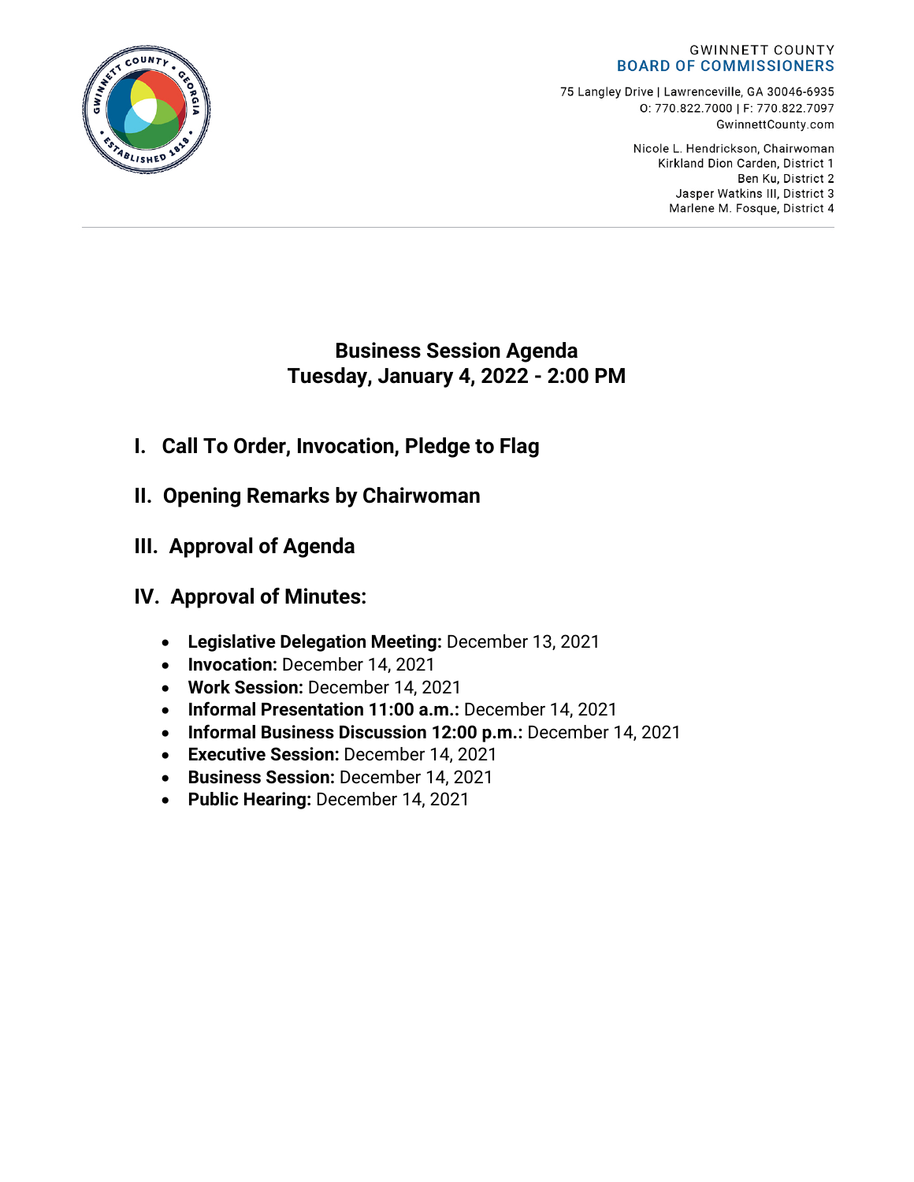GWINNETT COUNTY
**BOARD OF COMMISSIONERS**

75 Langley Drive | Lawrenceville, GA 30046-6935
O: 770.822.7000 | F: 770.822.7097
GwinnettCounty.com

Nicole L. Hendrickson, Chairwoman
Kirkland Dion Carden, District 1
Ben Ku, District 2
Jasper Watkins III, District 3
Marlene M. Fosque, District 4

# Business Session Agenda
# Tuesday, January 4, 2022 - 2:00 PM

## I. Call To Order, Invocation, Pledge to Flag

## II. Opening Remarks by Chairwoman

## III. Approval of Agenda

## IV. Approval of Minutes:

- **Legislative Delegation Meeting:** December 13, 2021
- **Invocation:** December 14, 2021
- **Work Session:** December 14, 2021
- **Informal Presentation 11:00 a.m.:** December 14, 2021
- **Informal Business Discussion 12:00 p.m.:** December 14, 2021
- **Executive Session:** December 14, 2021
- **Business Session:** December 14, 2021
- **Public Hearing:** December 14, 2021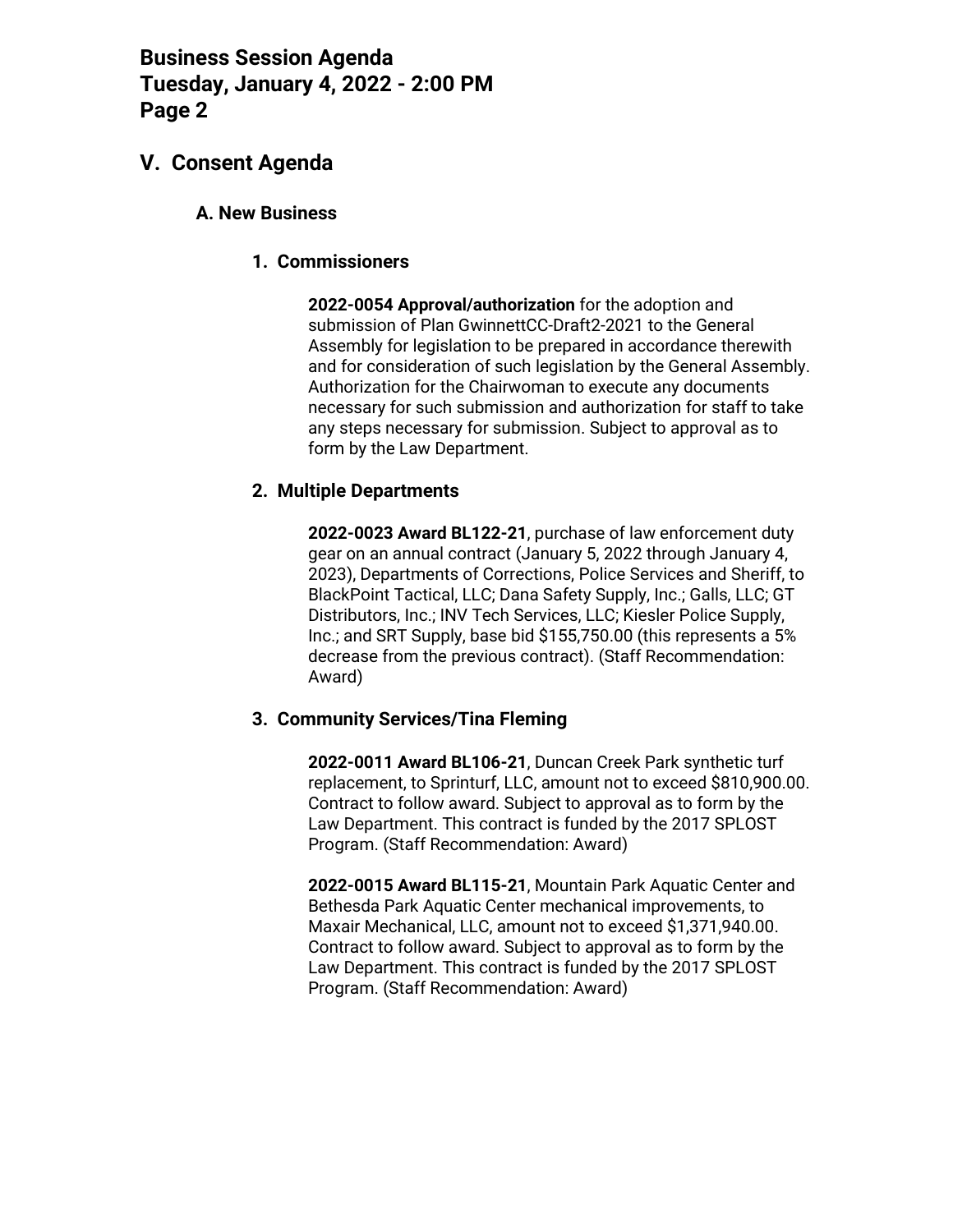## V. Consent Agenda

### A. New Business

#### 1. Commissioners

**2022-0054 Approval/authorization** for the adoption and submission of Plan GwinnettCC-Draft2-2021 to the General Assembly for legislation to be prepared in accordance therewith and for consideration of such legislation by the General Assembly. Authorization for the Chairwoman to execute any documents necessary for such submission and authorization for staff to take any steps necessary for submission. Subject to approval as to form by the Law Department.

#### 2. Multiple Departments

**2022-0023 Award BL122-21**, purchase of law enforcement duty gear on an annual contract (January 5, 2022 through January 4, 2023), Departments of Corrections, Police Services and Sheriff, to BlackPoint Tactical, LLC; Dana Safety Supply, Inc.; Galls, LLC; GT Distributors, Inc.; INV Tech Services, LLC; Kiesler Police Supply, Inc.; and SRT Supply, base bid $155,750.00 (this represents a 5% decrease from the previous contract). (Staff Recommendation: Award)

#### 3. Community Services/Tina Fleming

**2022-0011 Award BL106-21**, Duncan Creek Park synthetic turf replacement, to Sprinturf, LLC, amount not to exceed $810,900.00. Contract to follow award. Subject to approval as to form by the Law Department. This contract is funded by the 2017 SPLOST Program. (Staff Recommendation: Award)

**2022-0015 Award BL115-21**, Mountain Park Aquatic Center and Bethesda Park Aquatic Center mechanical improvements, to Maxair Mechanical, LLC, amount not to exceed $1,371,940.00. Contract to follow award. Subject to approval as to form by the Law Department. This contract is funded by the 2017 SPLOST Program. (Staff Recommendation: Award)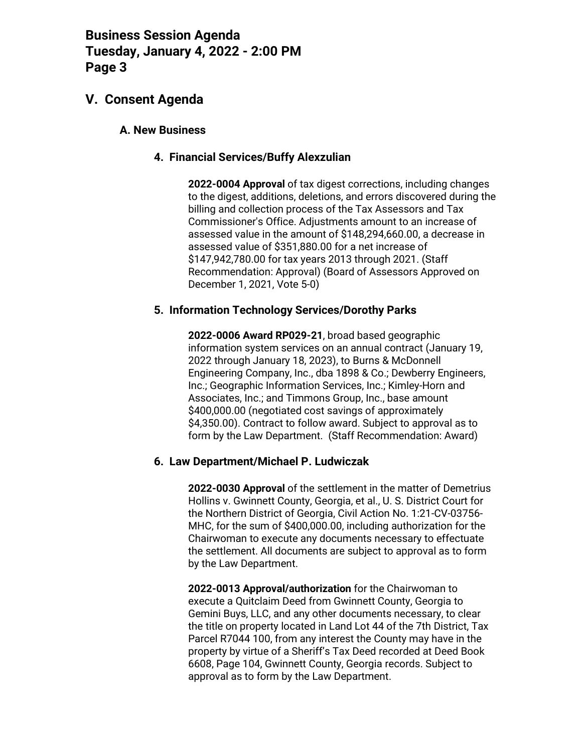## V. Consent Agenda

### A. New Business

#### 4. Financial Services/Buffy Alexzulian

**2022-0004 Approval** of tax digest corrections, including changes to the digest, additions, deletions, and errors discovered during the billing and collection process of the Tax Assessors and Tax Commissioner's Office. Adjustments amount to an increase of assessed value in the amount of $148,294,660.00, a decrease in assessed value of $351,880.00 for a net increase of $147,942,780.00 for tax years 2013 through 2021. (Staff Recommendation: Approval) (Board of Assessors Approved on December 1, 2021, Vote 5-0)

#### 5. Information Technology Services/Dorothy Parks

**2022-0006 Award RP029-21**, broad based geographic information system services on an annual contract (January 19, 2022 through January 18, 2023), to Burns & McDonnell Engineering Company, Inc., dba 1898 & Co.; Dewberry Engineers, Inc.; Geographic Information Services, Inc.; Kimley-Horn and Associates, Inc.; and Timmons Group, Inc., base amount $400,000.00 (negotiated cost savings of approximately $4,350.00). Contract to follow award. Subject to approval as to form by the Law Department. (Staff Recommendation: Award)

#### 6. Law Department/Michael P. Ludwiczak

**2022-0030 Approval** of the settlement in the matter of Demetrius Hollins v. Gwinnett County, Georgia, et al., U. S. District Court for the Northern District of Georgia, Civil Action No. 1:21-CV-03756-MHC, for the sum of $400,000.00, including authorization for the Chairwoman to execute any documents necessary to effectuate the settlement. All documents are subject to approval as to form by the Law Department.

**2022-0013 Approval/authorization** for the Chairwoman to execute a Quitclaim Deed from Gwinnett County, Georgia to Gemini Buys, LLC, and any other documents necessary, to clear the title on property located in Land Lot 44 of the 7th District, Tax Parcel R7044 100, from any interest the County may have in the property by virtue of a Sheriff's Tax Deed recorded at Deed Book 6608, Page 104, Gwinnett County, Georgia records. Subject to approval as to form by the Law Department.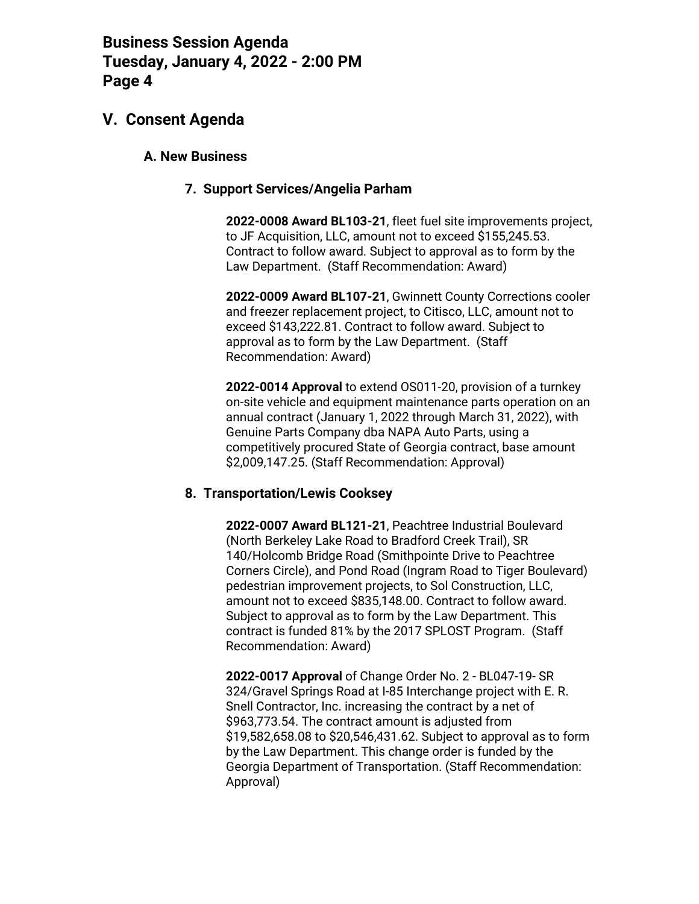## V. Consent Agenda

### A. New Business

#### 7. Support Services/Angelia Parham

**2022-0008 Award BL103-21**, fleet fuel site improvements project, to JF Acquisition, LLC, amount not to exceed $155,245.53. Contract to follow award. Subject to approval as to form by the Law Department. (Staff Recommendation: Award)

**2022-0009 Award BL107-21**, Gwinnett County Corrections cooler and freezer replacement project, to Citisco, LLC, amount not to exceed $143,222.81. Contract to follow award. Subject to approval as to form by the Law Department. (Staff Recommendation: Award)

**2022-0014 Approval** to extend OS011-20, provision of a turnkey on-site vehicle and equipment maintenance parts operation on an annual contract (January 1, 2022 through March 31, 2022), with Genuine Parts Company dba NAPA Auto Parts, using a competitively procured State of Georgia contract, base amount $2,009,147.25. (Staff Recommendation: Approval)

#### 8. Transportation/Lewis Cooksey

**2022-0007 Award BL121-21**, Peachtree Industrial Boulevard (North Berkeley Lake Road to Bradford Creek Trail), SR 140/Holcomb Bridge Road (Smithpointe Drive to Peachtree Corners Circle), and Pond Road (Ingram Road to Tiger Boulevard) pedestrian improvement projects, to Sol Construction, LLC, amount not to exceed $835,148.00. Contract to follow award. Subject to approval as to form by the Law Department. This contract is funded 81% by the 2017 SPLOST Program. (Staff Recommendation: Award)

**2022-0017 Approval** of Change Order No. 2 - BL047-19- SR 324/Gravel Springs Road at I-85 Interchange project with E. R. Snell Contractor, Inc. increasing the contract by a net of $963,773.54. The contract amount is adjusted from $19,582,658.08 to $20,546,431.62. Subject to approval as to form by the Law Department. This change order is funded by the Georgia Department of Transportation. (Staff Recommendation: Approval)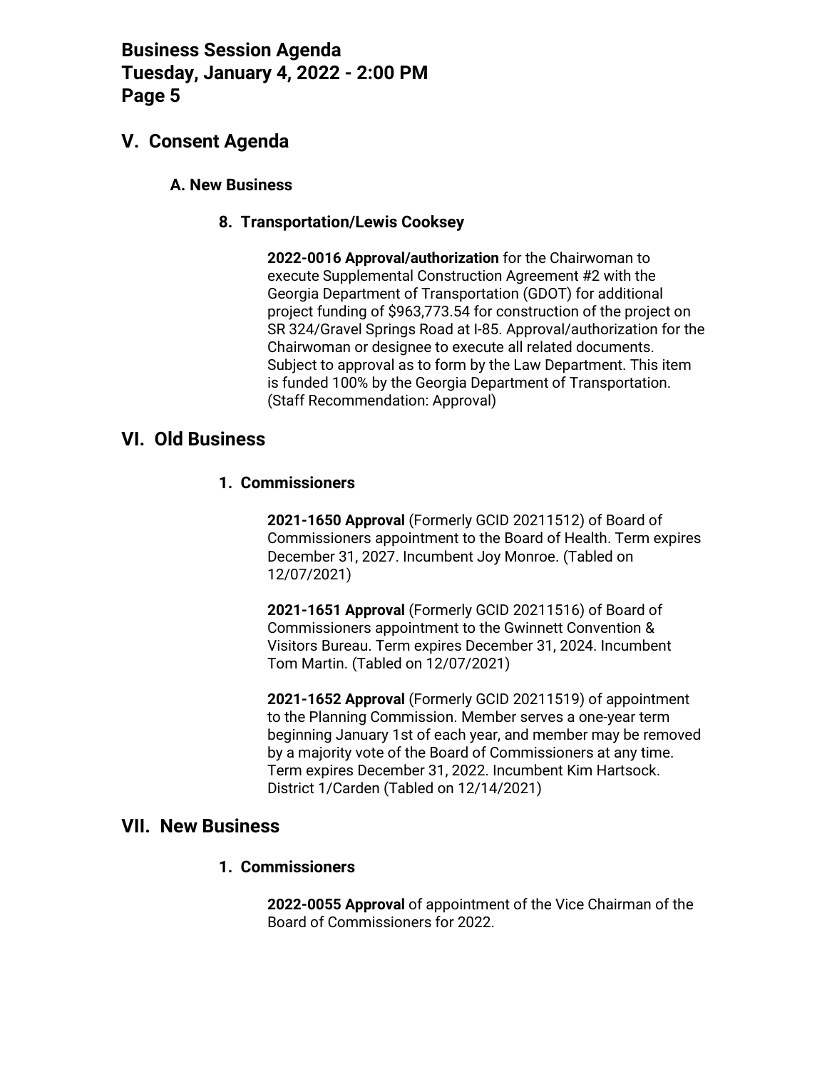## V. Consent Agenda

### A. New Business

#### 8. Transportation/Lewis Cooksey

**2022-0016 Approval/authorization** for the Chairwoman to execute Supplemental Construction Agreement #2 with the Georgia Department of Transportation (GDOT) for additional project funding of $963,773.54 for construction of the project on SR 324/Gravel Springs Road at I-85. Approval/authorization for the Chairwoman or designee to execute all related documents. Subject to approval as to form by the Law Department. This item is funded 100% by the Georgia Department of Transportation. (Staff Recommendation: Approval)

## VI. Old Business

#### 1. Commissioners

**2021-1650 Approval** (Formerly GCID 20211512) of Board of Commissioners appointment to the Board of Health. Term expires December 31, 2027. Incumbent Joy Monroe. (Tabled on 12/07/2021)

**2021-1651 Approval** (Formerly GCID 20211516) of Board of Commissioners appointment to the Gwinnett Convention & Visitors Bureau. Term expires December 31, 2024. Incumbent Tom Martin. (Tabled on 12/07/2021)

**2021-1652 Approval** (Formerly GCID 20211519) of appointment to the Planning Commission. Member serves a one-year term beginning January 1st of each year, and member may be removed by a majority vote of the Board of Commissioners at any time. Term expires December 31, 2022. Incumbent Kim Hartsock. District 1/Carden (Tabled on 12/14/2021)

## VII. New Business

#### 1. Commissioners

**2022-0055 Approval** of appointment of the Vice Chairman of the Board of Commissioners for 2022.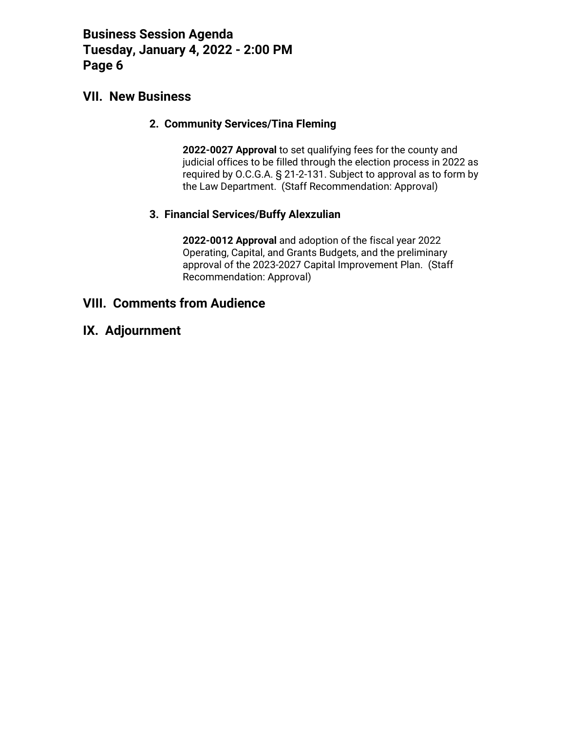## VII. New Business

### 2. Community Services/Tina Fleming

**2022-0027 Approval** to set qualifying fees for the county and judicial offices to be filled through the election process in 2022 as required by O.C.G.A. § 21-2-131. Subject to approval as to form by the Law Department. (Staff Recommendation: Approval)

### 3. Financial Services/Buffy Alexzulian

**2022-0012 Approval** and adoption of the fiscal year 2022 Operating, Capital, and Grants Budgets, and the preliminary approval of the 2023-2027 Capital Improvement Plan. (Staff Recommendation: Approval)

## VIII. Comments from Audience

## IX. Adjournment